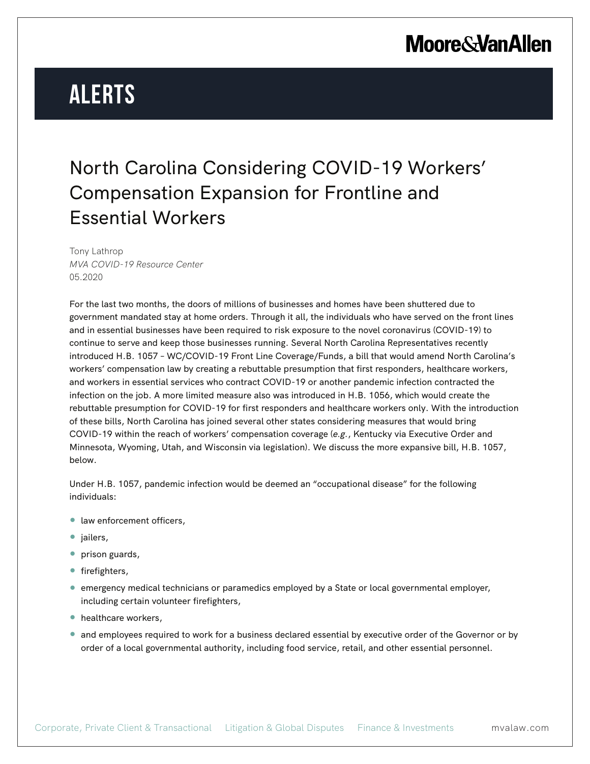# ALERTS

## North Carolina Considering COVID-19 Workers' Compensation Expansion for Frontline and Essential Workers

Tony Lathrop
*MVA COVID-19 Resource Center*
05.2020

For the last two months, the doors of millions of businesses and homes have been shuttered due to government mandated stay at home orders. Through it all, the individuals who have served on the front lines and in essential businesses have been required to risk exposure to the novel coronavirus (COVID-19) to continue to serve and keep those businesses running. Several North Carolina Representatives recently introduced H.B. 1057 – WC/COVID-19 Front Line Coverage/Funds, a bill that would amend North Carolina's workers' compensation law by creating a rebuttable presumption that first responders, healthcare workers, and workers in essential services who contract COVID-19 or another pandemic infection contracted the infection on the job. A more limited measure also was introduced in H.B. 1056, which would create the rebuttable presumption for COVID-19 for first responders and healthcare workers only. With the introduction of these bills, North Carolina has joined several other states considering measures that would bring COVID-19 within the reach of workers' compensation coverage (*e.g.*, Kentucky via Executive Order and Minnesota, Wyoming, Utah, and Wisconsin via legislation). We discuss the more expansive bill, H.B. 1057, below.

Under H.B. 1057, pandemic infection would be deemed an "occupational disease" for the following individuals:

- law enforcement officers,
- jailers,
- prison guards,
- firefighters,
- emergency medical technicians or paramedics employed by a State or local governmental employer, including certain volunteer firefighters,
- healthcare workers,
- and employees required to work for a business declared essential by executive order of the Governor or by order of a local governmental authority, including food service, retail, and other essential personnel.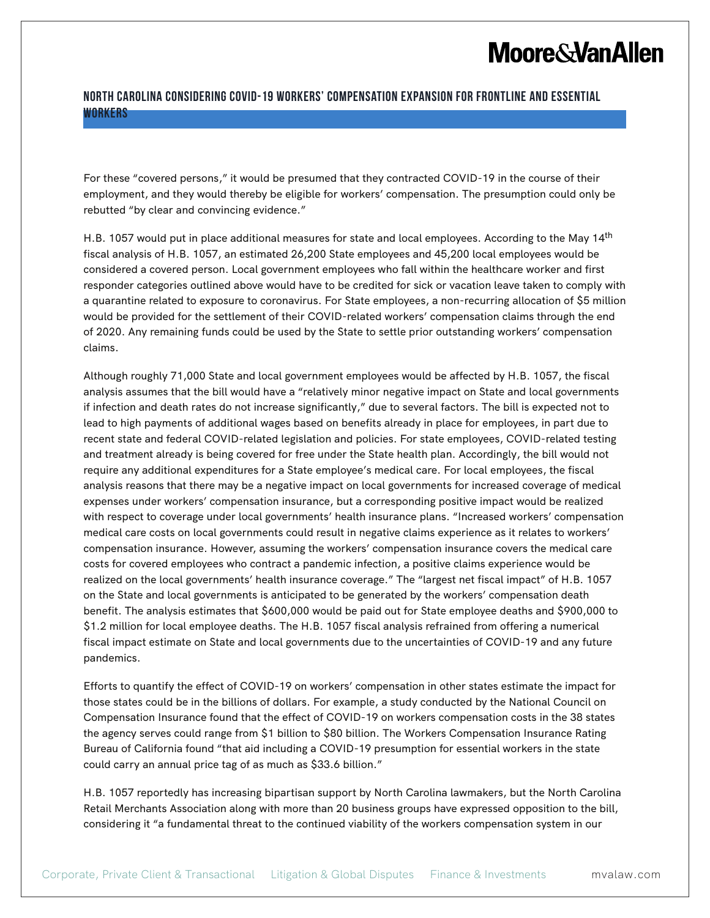# North Carolina Considering COVID-19 Workers' Compensation Expansion for Frontline and Essential Workers

For these "covered persons," it would be presumed that they contracted COVID-19 in the course of their employment, and they would thereby be eligible for workers' compensation. The presumption could only be rebutted "by clear and convincing evidence."

H.B. 1057 would put in place additional measures for state and local employees. According to the May 14th fiscal analysis of H.B. 1057, an estimated 26,200 State employees and 45,200 local employees would be considered a covered person. Local government employees who fall within the healthcare worker and first responder categories outlined above would have to be credited for sick or vacation leave taken to comply with a quarantine related to exposure to coronavirus. For State employees, a non-recurring allocation of $5 million would be provided for the settlement of their COVID-related workers' compensation claims through the end of 2020. Any remaining funds could be used by the State to settle prior outstanding workers' compensation claims.

Although roughly 71,000 State and local government employees would be affected by H.B. 1057, the fiscal analysis assumes that the bill would have a "relatively minor negative impact on State and local governments if infection and death rates do not increase significantly," due to several factors. The bill is expected not to lead to high payments of additional wages based on benefits already in place for employees, in part due to recent state and federal COVID-related legislation and policies. For state employees, COVID-related testing and treatment already is being covered for free under the State health plan. Accordingly, the bill would not require any additional expenditures for a State employee's medical care. For local employees, the fiscal analysis reasons that there may be a negative impact on local governments for increased coverage of medical expenses under workers' compensation insurance, but a corresponding positive impact would be realized with respect to coverage under local governments' health insurance plans. "Increased workers' compensation medical care costs on local governments could result in negative claims experience as it relates to workers' compensation insurance. However, assuming the workers' compensation insurance covers the medical care costs for covered employees who contract a pandemic infection, a positive claims experience would be realized on the local governments' health insurance coverage." The "largest net fiscal impact" of H.B. 1057 on the State and local governments is anticipated to be generated by the workers' compensation death benefit. The analysis estimates that $600,000 would be paid out for State employee deaths and $900,000 to $1.2 million for local employee deaths. The H.B. 1057 fiscal analysis refrained from offering a numerical fiscal impact estimate on State and local governments due to the uncertainties of COVID-19 and any future pandemics.

Efforts to quantify the effect of COVID-19 on workers' compensation in other states estimate the impact for those states could be in the billions of dollars. For example, a study conducted by the National Council on Compensation Insurance found that the effect of COVID-19 on workers compensation costs in the 38 states the agency serves could range from $1 billion to $80 billion. The Workers Compensation Insurance Rating Bureau of California found "that aid including a COVID-19 presumption for essential workers in the state could carry an annual price tag of as much as $33.6 billion."

H.B. 1057 reportedly has increasing bipartisan support by North Carolina lawmakers, but the North Carolina Retail Merchants Association along with more than 20 business groups have expressed opposition to the bill, considering it "a fundamental threat to the continued viability of the workers compensation system in our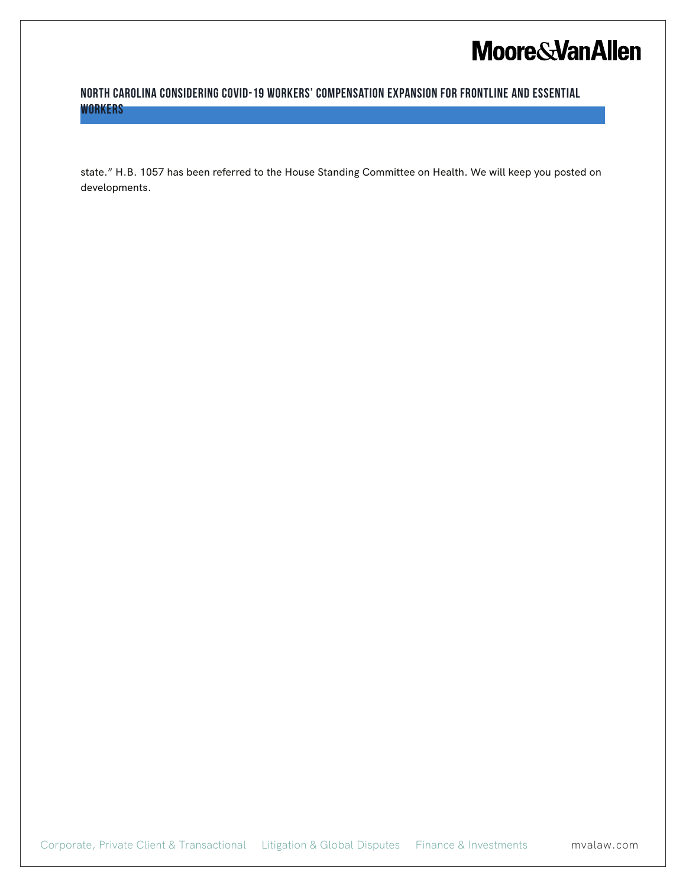state." H.B. 1057 has been referred to the House Standing Committee on Health. We will keep you posted on developments.